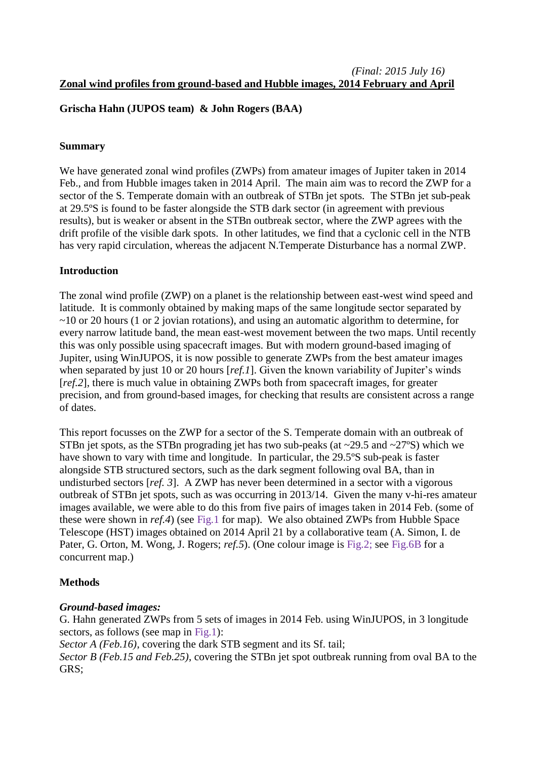*(Final: 2015 July 16)*

# Zonal wind profiles from ground-based and Hubble images, 2014 February and April

**Grischa Hahn (JUPOS team) & John Rogers (BAA)**

## Summary

We have generated zonal wind profiles (ZWPs) from amateur images of Jupiter taken in 2014 Feb., and from Hubble images taken in 2014 April. The main aim was to record the ZWP for a sector of the S. Temperate domain with an outbreak of STBn jet spots. The STBn jet sub-peak at 29.5ºS is found to be faster alongside the STB dark sector (in agreement with previous results), but is weaker or absent in the STBn outbreak sector, where the ZWP agrees with the drift profile of the visible dark spots. In other latitudes, we find that a cyclonic cell in the NTB has very rapid circulation, whereas the adjacent N.Temperate Disturbance has a normal ZWP.

## Introduction

The zonal wind profile (ZWP) on a planet is the relationship between east-west wind speed and latitude. It is commonly obtained by making maps of the same longitude sector separated by ~10 or 20 hours (1 or 2 jovian rotations), and using an automatic algorithm to determine, for every narrow latitude band, the mean east-west movement between the two maps. Until recently this was only possible using spacecraft images. But with modern ground-based imaging of Jupiter, using WinJUPOS, it is now possible to generate ZWPs from the best amateur images when separated by just 10 or 20 hours [*ref.1*]. Given the known variability of Jupiter's winds [*ref.2*], there is much value in obtaining ZWPs both from spacecraft images, for greater precision, and from ground-based images, for checking that results are consistent across a range of dates.

This report focusses on the ZWP for a sector of the S. Temperate domain with an outbreak of STBn jet spots, as the STBn prograding jet has two sub-peaks (at ~29.5 and ~27ºS) which we have shown to vary with time and longitude. In particular, the 29.5ºS sub-peak is faster alongside STB structured sectors, such as the dark segment following oval BA, than in undisturbed sectors [*ref. 3*]. A ZWP has never been determined in a sector with a vigorous outbreak of STBn jet spots, such as was occurring in 2013/14. Given the many v-hi-res amateur images available, we were able to do this from five pairs of images taken in 2014 Feb. (some of these were shown in *ref.4*) (see Fig.1 for map). We also obtained ZWPs from Hubble Space Telescope (HST) images obtained on 2014 April 21 by a collaborative team (A. Simon, I. de Pater, G. Orton, M. Wong, J. Rogers; *ref.5*). (One colour image is Fig.2; see Fig.6B for a concurrent map.)

## Methods

### *Ground-based images:*

G. Hahn generated ZWPs from 5 sets of images in 2014 Feb. using WinJUPOS, in 3 longitude sectors, as follows (see map in Fig.1):

*Sector A (Feb.16)*, covering the dark STB segment and its Sf. tail;

*Sector B (Feb.15 and Feb.25)*, covering the STBn jet spot outbreak running from oval BA to the GRS;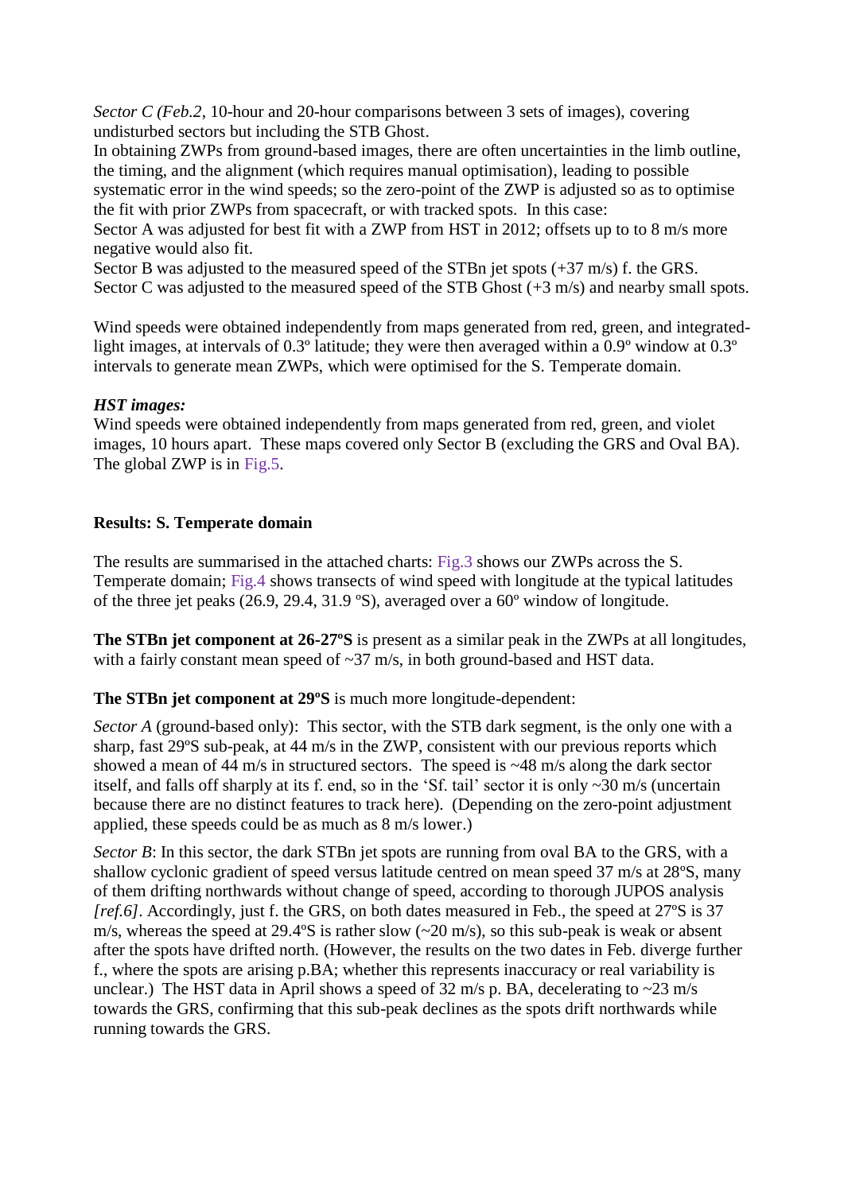*Sector C (Feb.2*, 10-hour and 20-hour comparisons between 3 sets of images), covering undisturbed sectors but including the STB Ghost.

In obtaining ZWPs from ground-based images, there are often uncertainties in the limb outline, the timing, and the alignment (which requires manual optimisation), leading to possible systematic error in the wind speeds; so the zero-point of the ZWP is adjusted so as to optimise the fit with prior ZWPs from spacecraft, or with tracked spots. In this case:

Sector A was adjusted for best fit with a ZWP from HST in 2012; offsets up to to 8 m/s more negative would also fit.

Sector B was adjusted to the measured speed of the STBn jet spots (+37 m/s) f. the GRS.

Sector C was adjusted to the measured speed of the STB Ghost (+3 m/s) and nearby small spots.

Wind speeds were obtained independently from maps generated from red, green, and integrated-light images, at intervals of 0.3º latitude; they were then averaged within a 0.9º window at 0.3º intervals to generate mean ZWPs, which were optimised for the S. Temperate domain.

***HST images:***

Wind speeds were obtained independently from maps generated from red, green, and violet images, 10 hours apart. These maps covered only Sector B (excluding the GRS and Oval BA). The global ZWP is in Fig.5.

**Results: S. Temperate domain**

The results are summarised in the attached charts: Fig.3 shows our ZWPs across the S. Temperate domain; Fig.4 shows transects of wind speed with longitude at the typical latitudes of the three jet peaks (26.9, 29.4, 31.9 ºS), averaged over a 60º window of longitude.

**The STBn jet component at 26-27ºS** is present as a similar peak in the ZWPs at all longitudes, with a fairly constant mean speed of ~37 m/s, in both ground-based and HST data.

**The STBn jet component at 29ºS** is much more longitude-dependent:

*Sector A* (ground-based only): This sector, with the STB dark segment, is the only one with a sharp, fast 29ºS sub-peak, at 44 m/s in the ZWP, consistent with our previous reports which showed a mean of 44 m/s in structured sectors. The speed is ~48 m/s along the dark sector itself, and falls off sharply at its f. end, so in the 'Sf. tail' sector it is only ~30 m/s (uncertain because there are no distinct features to track here). (Depending on the zero-point adjustment applied, these speeds could be as much as 8 m/s lower.)

*Sector B*: In this sector, the dark STBn jet spots are running from oval BA to the GRS, with a shallow cyclonic gradient of speed versus latitude centred on mean speed 37 m/s at 28ºS, many of them drifting northwards without change of speed, according to thorough JUPOS analysis *[ref.6]*. Accordingly, just f. the GRS, on both dates measured in Feb., the speed at 27ºS is 37 m/s, whereas the speed at 29.4ºS is rather slow (~20 m/s), so this sub-peak is weak or absent after the spots have drifted north. (However, the results on the two dates in Feb. diverge further f., where the spots are arising p.BA; whether this represents inaccuracy or real variability is unclear.) The HST data in April shows a speed of 32 m/s p. BA, decelerating to ~23 m/s towards the GRS, confirming that this sub-peak declines as the spots drift northwards while running towards the GRS.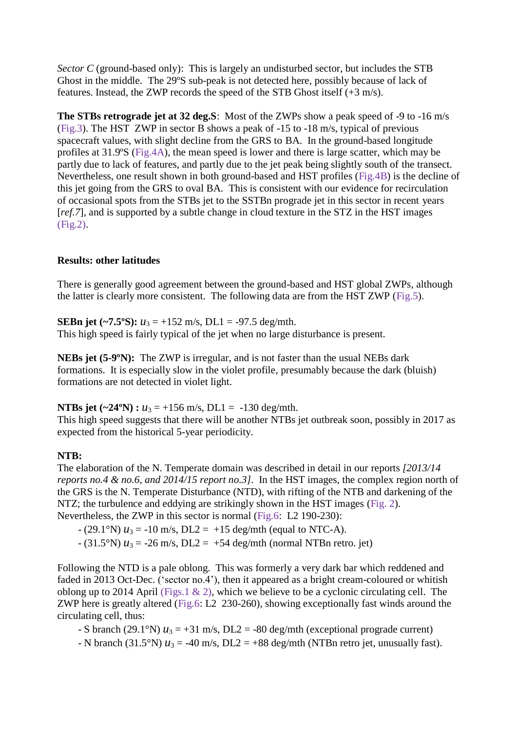*Sector C* (ground-based only): This is largely an undisturbed sector, but includes the STB Ghost in the middle. The 29ºS sub-peak is not detected here, possibly because of lack of features. Instead, the ZWP records the speed of the STB Ghost itself (+3 m/s).

**The STBs retrograde jet at 32 deg.S**: Most of the ZWPs show a peak speed of -9 to -16 m/s (Fig.3). The HST ZWP in sector B shows a peak of -15 to -18 m/s, typical of previous spacecraft values, with slight decline from the GRS to BA. In the ground-based longitude profiles at 31.9ºS (Fig.4A), the mean speed is lower and there is large scatter, which may be partly due to lack of features, and partly due to the jet peak being slightly south of the transect. Nevertheless, one result shown in both ground-based and HST profiles (Fig.4B) is the decline of this jet going from the GRS to oval BA. This is consistent with our evidence for recirculation of occasional spots from the STBs jet to the SSTBn prograde jet in this sector in recent years [*ref.7*], and is supported by a subtle change in cloud texture in the STZ in the HST images (Fig.2).

## Results: other latitudes

There is generally good agreement between the ground-based and HST global ZWPs, although the latter is clearly more consistent. The following data are from the HST ZWP (Fig.5).

**SEBn jet (~7.5ºS):** $u_3$ = +152 m/s, DL1 = -97.5 deg/mth.
This high speed is fairly typical of the jet when no large disturbance is present.

**NEBs jet (5-9ºN):** The ZWP is irregular, and is not faster than the usual NEBs dark formations. It is especially slow in the violet profile, presumably because the dark (bluish) formations are not detected in violet light.

**NTBs jet (~24ºN) :** $u_3$ = +156 m/s, DL1 = -130 deg/mth.
This high speed suggests that there will be another NTBs jet outbreak soon, possibly in 2017 as expected from the historical 5-year periodicity.

**NTB:**
The elaboration of the N. Temperate domain was described in detail in our reports *[2013/14 reports no.4 & no.6, and 2014/15 report no.3]*. In the HST images, the complex region north of the GRS is the N. Temperate Disturbance (NTD), with rifting of the NTB and darkening of the NTZ; the turbulence and eddying are strikingly shown in the HST images (Fig. 2). Nevertheless, the ZWP in this sector is normal (Fig.6: L2 190-230):

- (29.1°N) $u_3$ = -10 m/s, DL2 = +15 deg/mth (equal to NTC-A).
- (31.5°N) $u_3$ = -26 m/s, DL2 = +54 deg/mth (normal NTBn retro. jet)

Following the NTD is a pale oblong. This was formerly a very dark bar which reddened and faded in 2013 Oct-Dec. ('sector no.4'), then it appeared as a bright cream-coloured or whitish oblong up to 2014 April (Figs.1 & 2), which we believe to be a cyclonic circulating cell. The ZWP here is greatly altered (Fig.6: L2 230-260), showing exceptionally fast winds around the circulating cell, thus:

- S branch (29.1°N) $u_3$ = +31 m/s, DL2 = -80 deg/mth (exceptional prograde current)
- N branch (31.5°N) $u_3$ = -40 m/s, DL2 = +88 deg/mth (NTBn retro jet, unusually fast).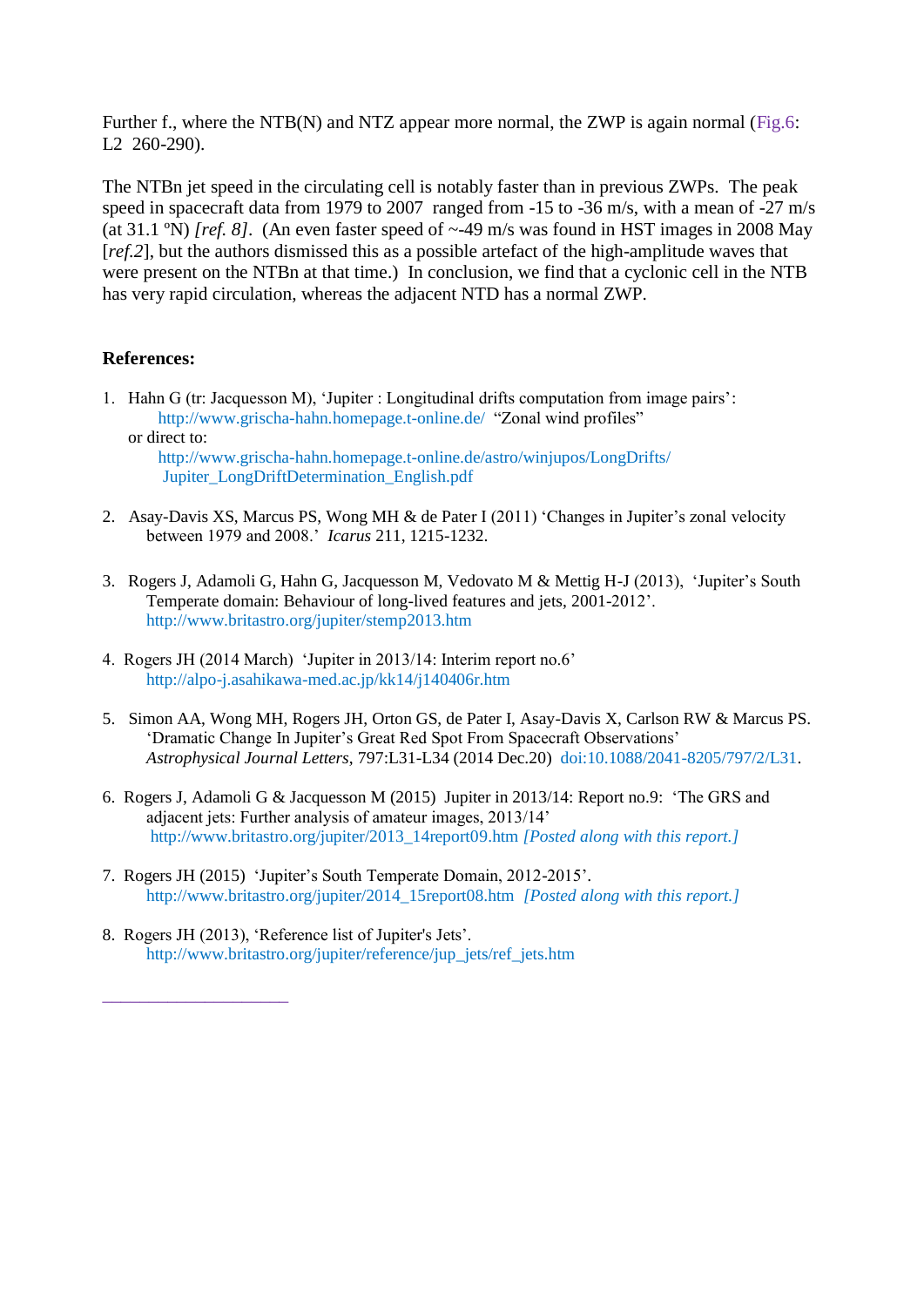Further f., where the NTB(N) and NTZ appear more normal, the ZWP is again normal (Fig.6: L2 260-290).

The NTBn jet speed in the circulating cell is notably faster than in previous ZWPs. The peak speed in spacecraft data from 1979 to 2007 ranged from -15 to -36 m/s, with a mean of -27 m/s (at 31.1 ºN) *[ref. 8]*. (An even faster speed of ~-49 m/s was found in HST images in 2008 May [*ref.2*], but the authors dismissed this as a possible artefact of the high-amplitude waves that were present on the NTBn at that time.) In conclusion, we find that a cyclonic cell in the NTB has very rapid circulation, whereas the adjacent NTD has a normal ZWP.

**References:**

1. Hahn G (tr: Jacquesson M), 'Jupiter : Longitudinal drifts computation from image pairs': http://www.grischa-hahn.homepage.t-online.de/ "Zonal wind profiles"
   or direct to:
   http://www.grischa-hahn.homepage.t-online.de/astro/winjupos/LongDrifts/Jupiter_LongDriftDetermination_English.pdf

2. Asay-Davis XS, Marcus PS, Wong MH & de Pater I (2011) 'Changes in Jupiter's zonal velocity between 1979 and 2008.' *Icarus* 211, 1215-1232.

3. Rogers J, Adamoli G, Hahn G, Jacquesson M, Vedovato M & Mettig H-J (2013), 'Jupiter's South Temperate domain: Behaviour of long-lived features and jets, 2001-2012'. http://www.britastro.org/jupiter/stemp2013.htm

4. Rogers JH (2014 March) 'Jupiter in 2013/14: Interim report no.6' http://alpo-j.asahikawa-med.ac.jp/kk14/j140406r.htm

5. Simon AA, Wong MH, Rogers JH, Orton GS, de Pater I, Asay-Davis X, Carlson RW & Marcus PS. 'Dramatic Change In Jupiter's Great Red Spot From Spacecraft Observations' *Astrophysical Journal Letters*, 797:L31-L34 (2014 Dec.20) doi:10.1088/2041-8205/797/2/L31.

6. Rogers J, Adamoli G & Jacquesson M (2015) Jupiter in 2013/14: Report no.9: 'The GRS and adjacent jets: Further analysis of amateur images, 2013/14' http://www.britastro.org/jupiter/2013_14report09.htm *[Posted along with this report.]*

7. Rogers JH (2015) 'Jupiter's South Temperate Domain, 2012-2015'. http://www.britastro.org/jupiter/2014_15report08.htm *[Posted along with this report.]*

8. Rogers JH (2013), 'Reference list of Jupiter's Jets'. http://www.britastro.org/jupiter/reference/jup_jets/ref_jets.htm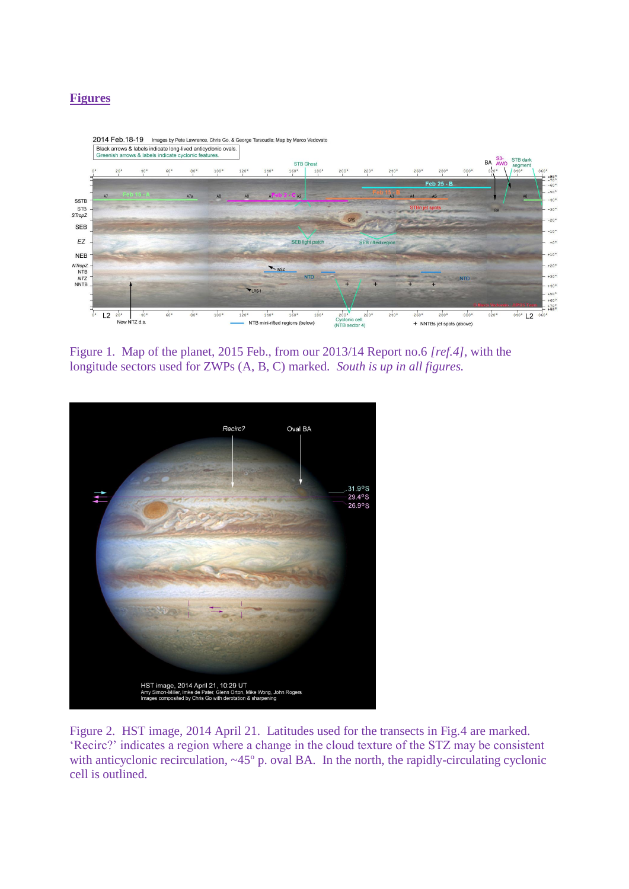# Figures

Figure 1. Map of the planet, 2015 Feb., from our 2013/14 Report no.6 *[ref.4]*, with the longitude sectors used for ZWPs (A, B, C) marked. *South is up in all figures.*

Figure 2. HST image, 2014 April 21. Latitudes used for the transects in Fig.4 are marked. 'Recirc?' indicates a region where a change in the cloud texture of the STZ may be consistent with anticyclonic recirculation, ~45º p. oval BA. In the north, the rapidly-circulating cyclonic cell is outlined.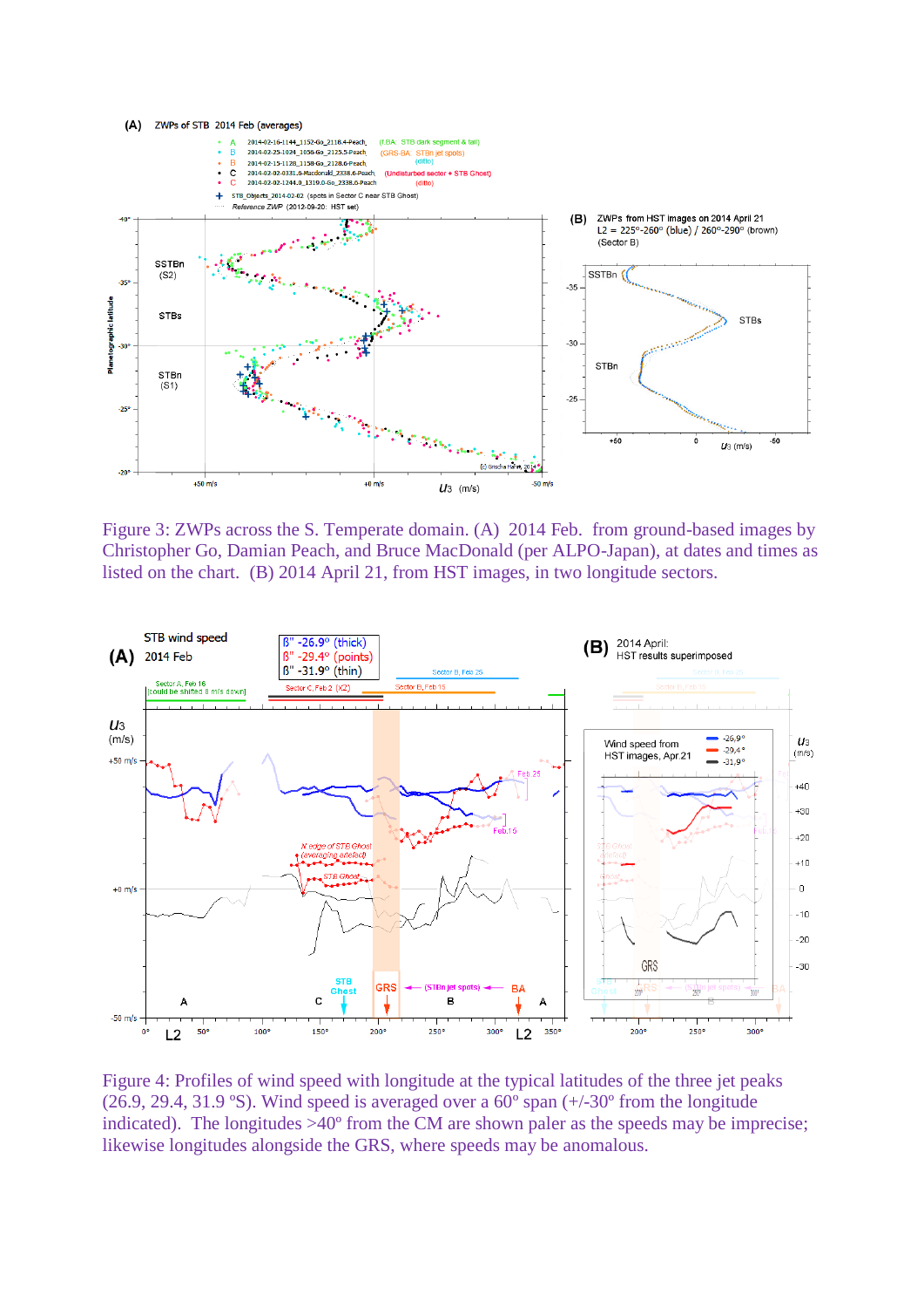Figure 3: ZWPs across the S. Temperate domain. (A) 2014 Feb. from ground-based images by Christopher Go, Damian Peach, and Bruce MacDonald (per ALPO-Japan), at dates and times as listed on the chart. (B) 2014 April 21, from HST images, in two longitude sectors.

Figure 4: Profiles of wind speed with longitude at the typical latitudes of the three jet peaks (26.9, 29.4, 31.9 ºS). Wind speed is averaged over a 60º span (+/-30º from the longitude indicated). The longitudes >40º from the CM are shown paler as the speeds may be imprecise; likewise longitudes alongside the GRS, where speeds may be anomalous.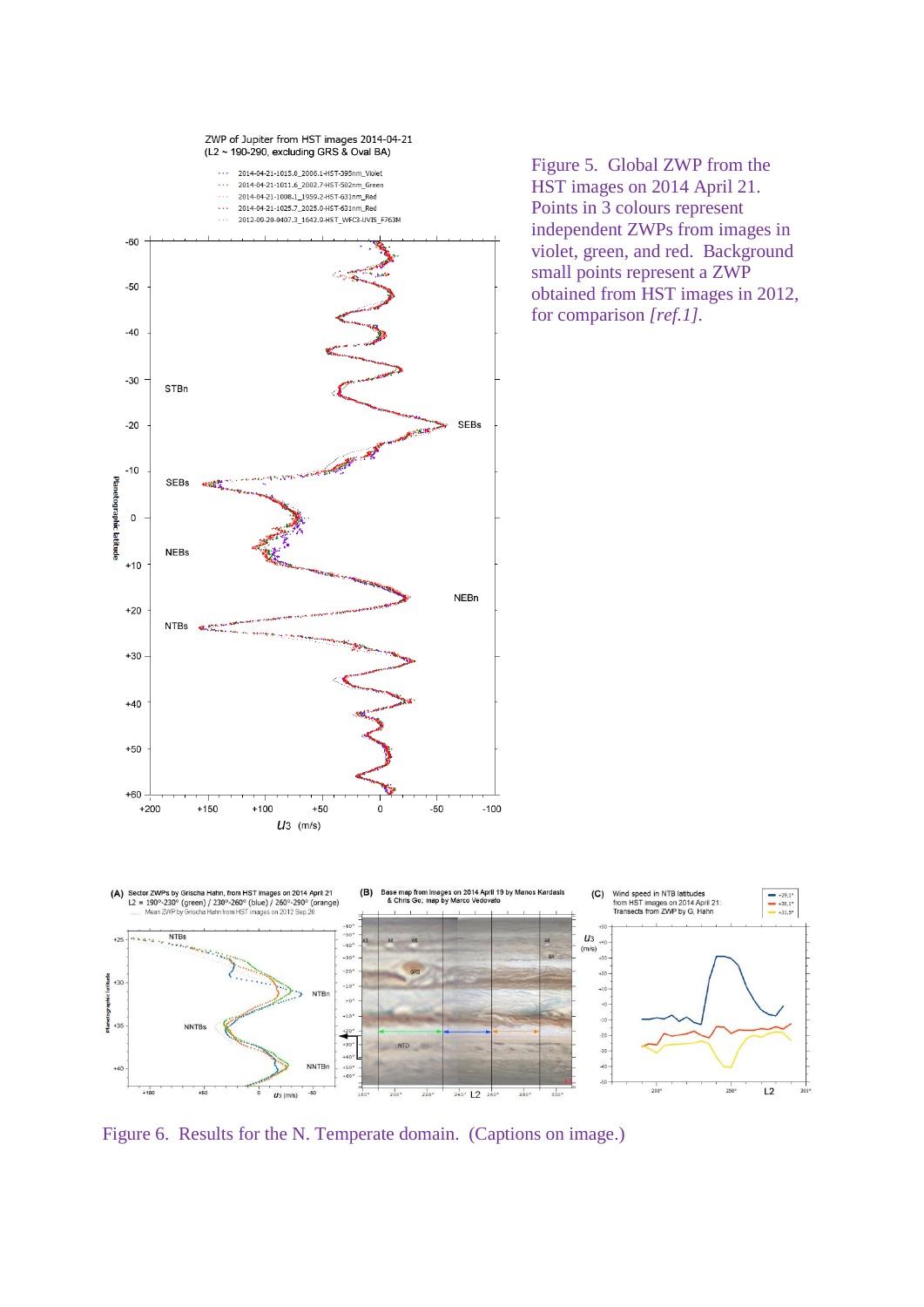ZWP of Jupiter from HST images 2014-04-21
(L2 ~ 190-290, excluding GRS & Oval BA)

2014-04-21-1015.0_2006.1-HST-395nm_Violet
2014-04-21-1011.6_2002.7-HST-502nm_Green
2014-04-21-1008.1_1959.2-HST-631nm_Red
2014-04-21-1025.7_2025.0-HST-631nm_Red
2012-09-20-0407.3_1642.0-HST_WFC3-UVIS_F763M

-60
-50
-40
-30
-20
-10
0
+10
+20
+30
+40
+50
+60

Planetographic latitude

STBn
SEBs
SEBs
NEBs
NEBn
NTBs

+200 +150 +100 +50 0 -50 -100

U3 (m/s)

Figure 5. Global ZWP from the HST images on 2014 April 21. Points in 3 colours represent independent ZWPs from images in violet, green, and red. Background small points represent a ZWP obtained from HST images in 2012, for comparison *[ref.1]*.

(A) Sector ZWPs by Grischa Hahn, from HST images on 2014 April 21
L2 = 190°-230° (green) / 230°-260° (blue) / 260°-290° (orange)
Mean ZWP by Grischa Hahn from HST images on 2012 Sep.20

NTBs
NTBn
NNTBs
NNTBn
+25
+30
+35
+40
Planetographic latitude
+100 +50 0 -50
U3 (m/s)

(B) Base map from images on 2014 April 19 by Manos Kardasis & Chris Go; map by Marco Vedovato

GRS
A3 A4 A5 A6
BA
NTD
180° 200° 220° 240° L2 260° 280° 300°

(C) Wind speed in NTB latitudes from HST images on 2014 April 21: Transects from ZWP by G. Hahn

+29.1°
+30.1°
+31.5°

U3 (m/s)
+50
+40
+30
+20
+10
+0
-10
-20
-30
-40
-50
200° 250° L2 300°

Figure 6. Results for the N. Temperate domain. (Captions on image.)